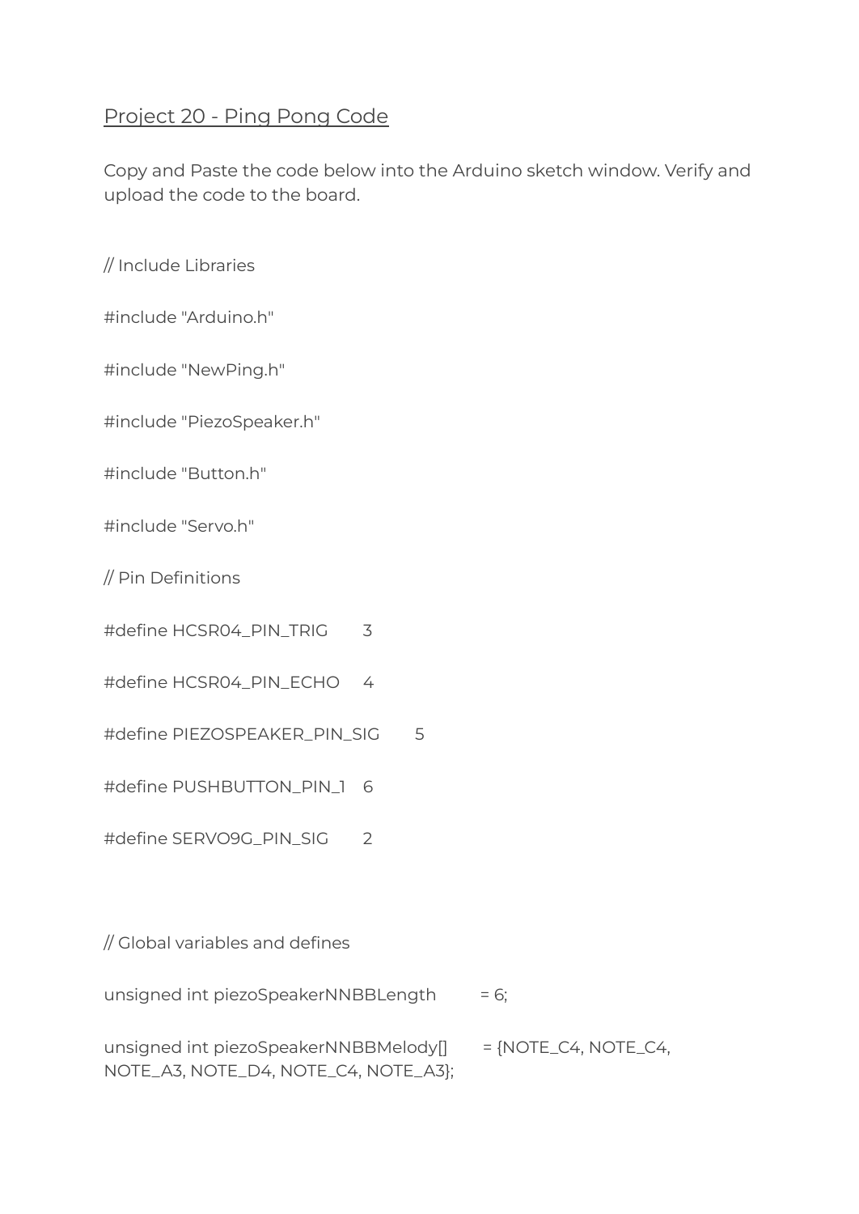## Project 20 - Ping Pong Code

Copy and Paste the code below into the Arduino sketch window. Verify and upload the code to the board.

```
// Include Libraries

#include "Arduino.h"

#include "NewPing.h"

#include "PiezoSpeaker.h"

#include "Button.h"

#include "Servo.h"

// Pin Definitions

#define HCSR04_PIN_TRIG      3

#define HCSR04_PIN_ECHO      4

#define PIEZOSPEAKER_PIN_SIG      5

#define PUSHBUTTON_PIN_1    6

#define SERVO9G_PIN_SIG      2



// Global variables and defines

unsigned int piezoSpeakerNNBBLength        = 6;

unsigned int piezoSpeakerNNBBMelody[]      = {NOTE_C4, NOTE_C4,
NOTE_A3, NOTE_D4, NOTE_C4, NOTE_A3};
```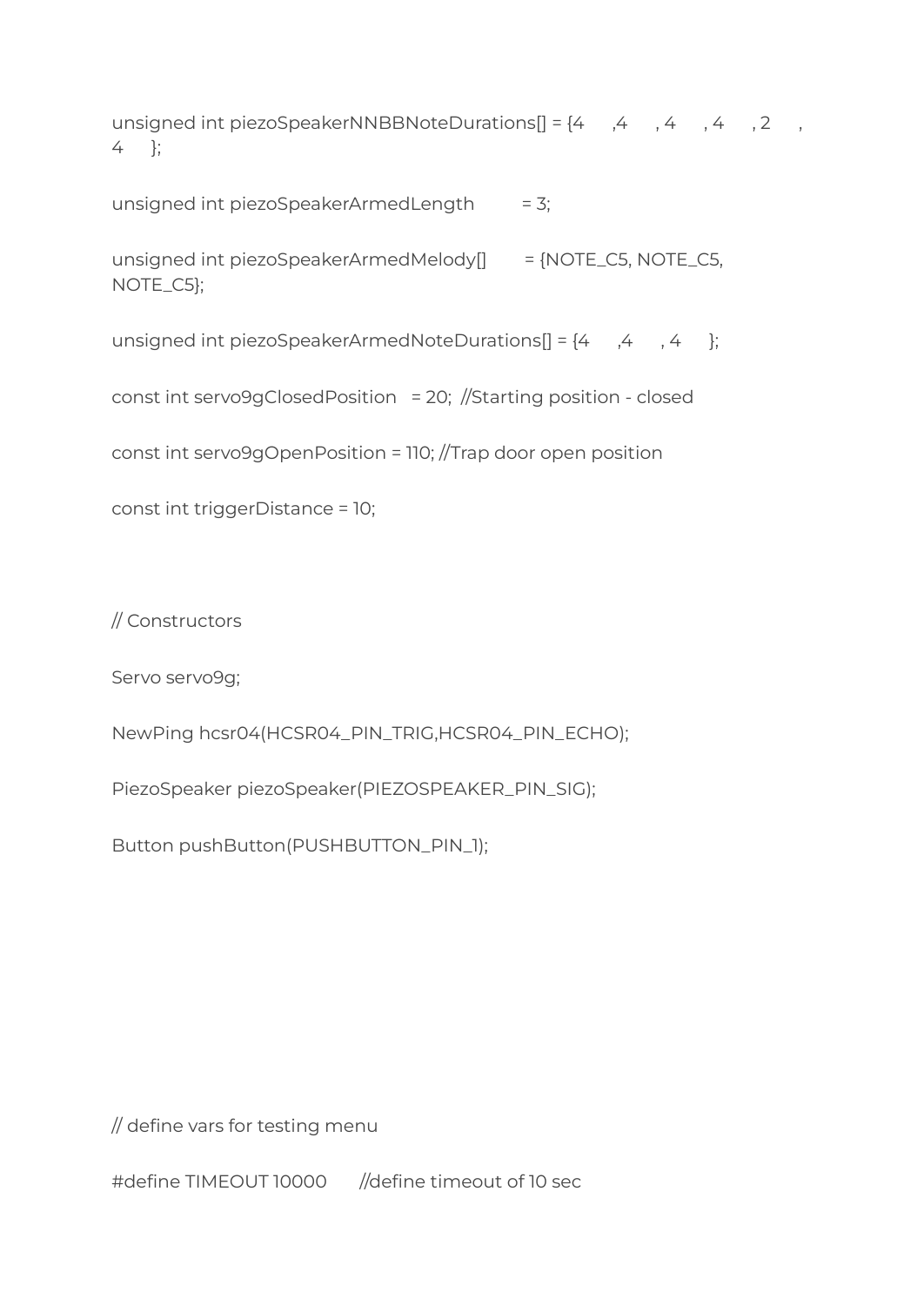```
unsigned int piezoSpeakerNNBBNoteDurations[] = {4      ,4      , 4      , 4      , 2      , 4      };

unsigned int piezoSpeakerArmedLength         = 3;

unsigned int piezoSpeakerArmedMelody[]       = {NOTE_C5, NOTE_C5, NOTE_C5};

unsigned int piezoSpeakerArmedNoteDurations[] = {4      ,4      , 4      };

const int servo9gClosedPosition   = 20;  //Starting position - closed

const int servo9gOpenPosition = 110; //Trap door open position

const int triggerDistance = 10;



// Constructors

Servo servo9g;

NewPing hcsr04(HCSR04_PIN_TRIG,HCSR04_PIN_ECHO);

PiezoSpeaker piezoSpeaker(PIEZOSPEAKER_PIN_SIG);

Button pushButton(PUSHBUTTON_PIN_1);




// define vars for testing menu

#define TIMEOUT 10000       //define timeout of 10 sec
```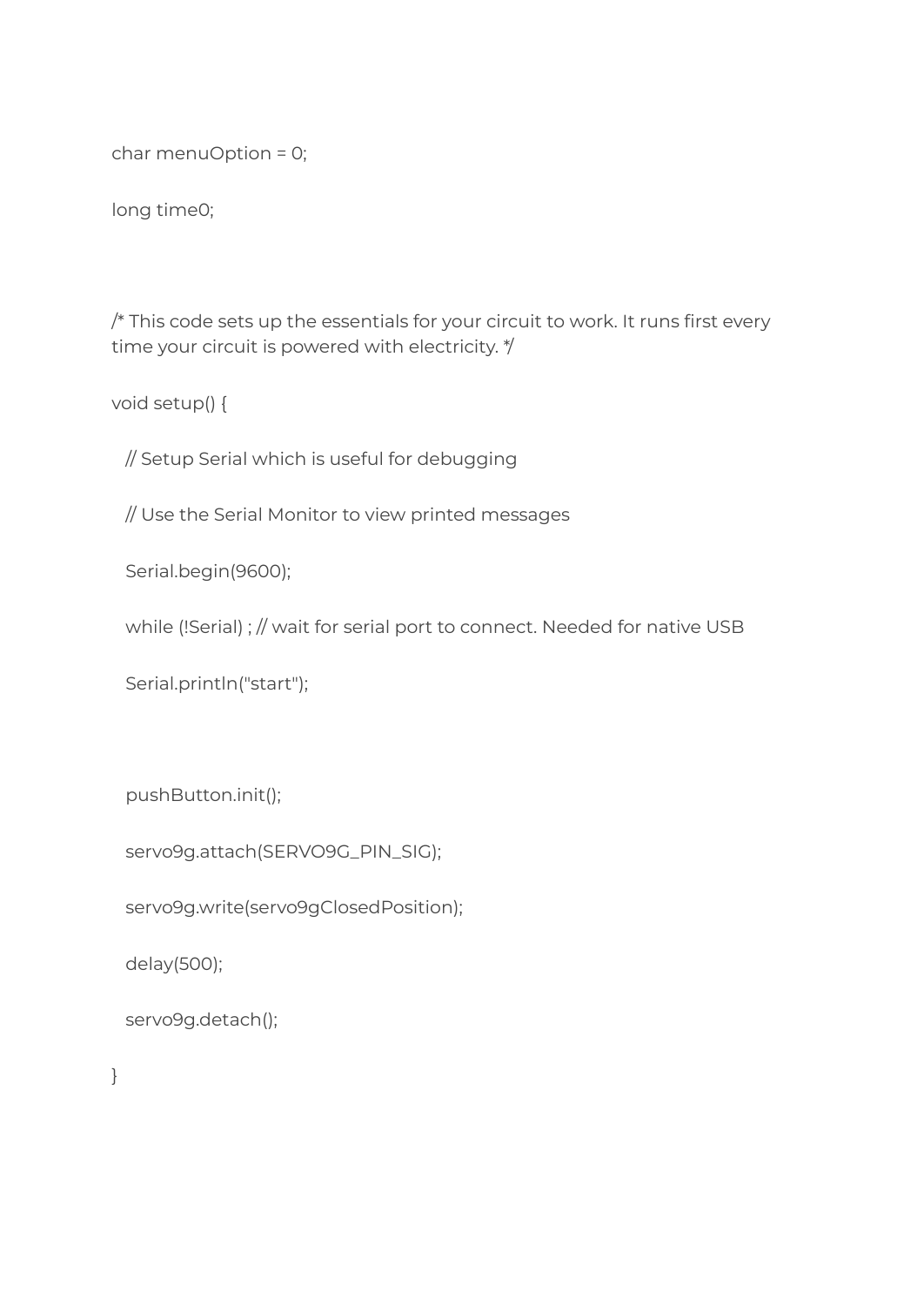```
char menuOption = 0;

long time0;



/* This code sets up the essentials for your circuit to work. It runs first every
time your circuit is powered with electricity. */

void setup() {

  // Setup Serial which is useful for debugging

  // Use the Serial Monitor to view printed messages

  Serial.begin(9600);

  while (!Serial) ; // wait for serial port to connect. Needed for native USB

  Serial.println("start");



  pushButton.init();

  servo9g.attach(SERVO9G_PIN_SIG);

  servo9g.write(servo9gClosedPosition);

  delay(500);

  servo9g.detach();

}
```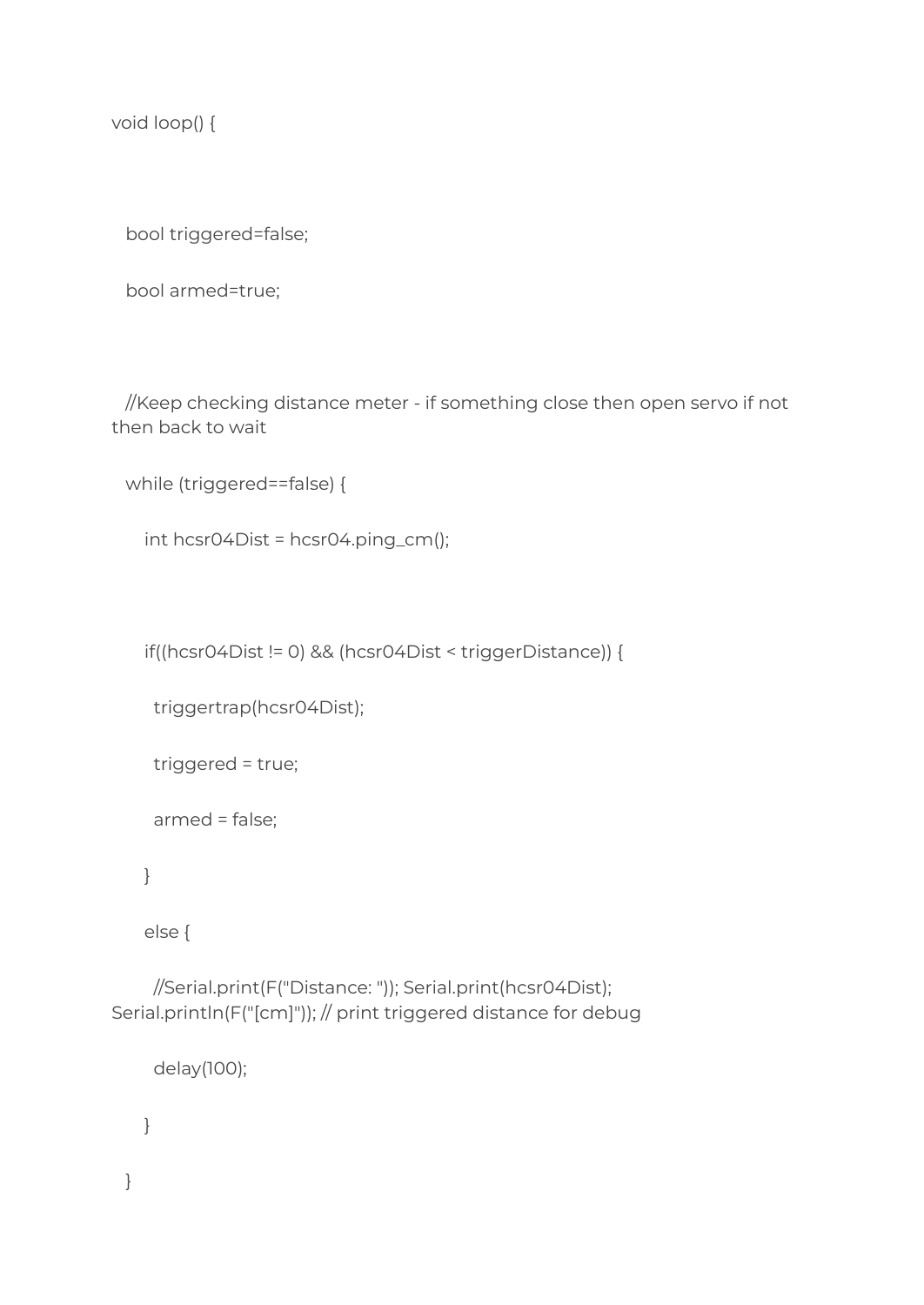```
void loop() {

  bool triggered=false;

  bool armed=true;

  //Keep checking distance meter - if something close then open servo if not then back to wait

  while (triggered==false) {

    int hcsr04Dist = hcsr04.ping_cm();

    if((hcsr04Dist != 0) && (hcsr04Dist < triggerDistance)) {

      triggertrap(hcsr04Dist);

      triggered = true;

      armed = false;

    }

    else {

      //Serial.print(F("Distance: ")); Serial.print(hcsr04Dist); Serial.println(F("[cm]")); // print triggered distance for debug

      delay(100);

    }

  }
```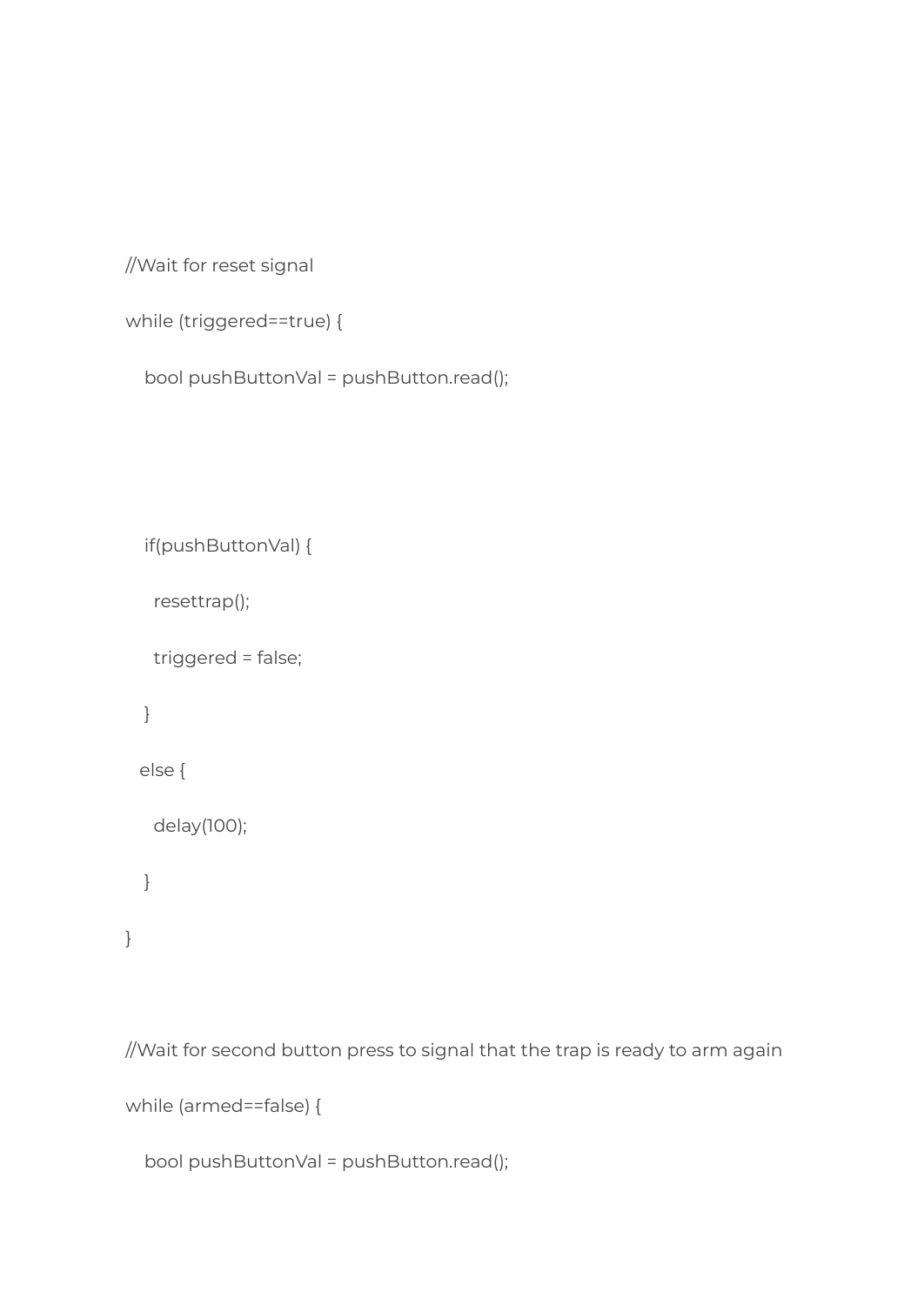```
//Wait for reset signal

while (triggered==true) {

   bool pushButtonVal = pushButton.read();



   if(pushButtonVal) {

     resettrap();

     triggered = false;

   }

  else {

     delay(100);

   }

}


//Wait for second button press to signal that the trap is ready to arm again

while (armed==false) {

   bool pushButtonVal = pushButton.read();
```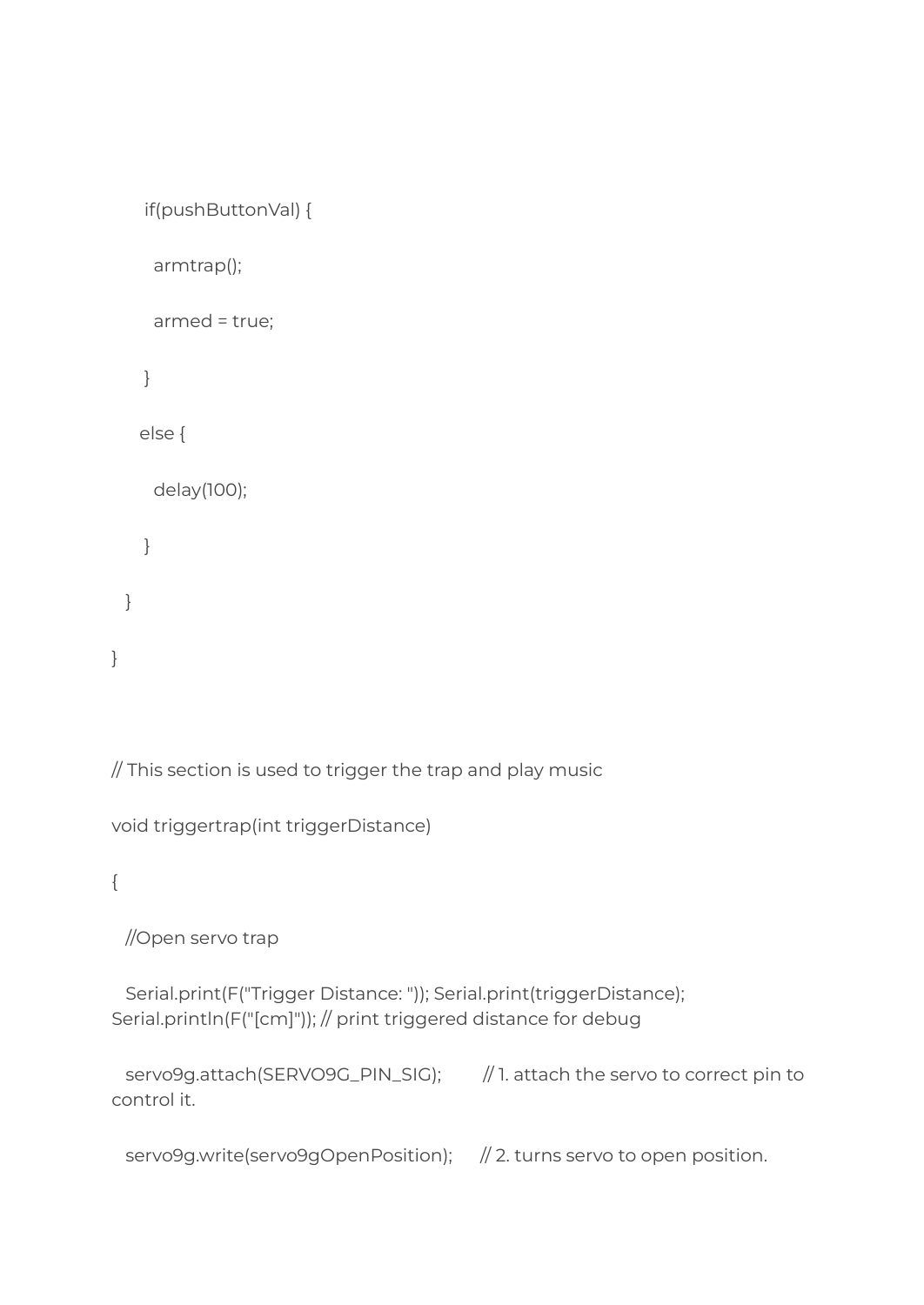```
      if(pushButtonVal) {
        armtrap();
        armed = true;
      }
     else {
        delay(100);
      }
  }
}


// This section is used to trigger the trap and play music
void triggertrap(int triggerDistance)
{
  //Open servo trap
  Serial.print(F("Trigger Distance: ")); Serial.print(triggerDistance);
Serial.println(F("[cm]")); // print triggered distance for debug
  servo9g.attach(SERVO9G_PIN_SIG);        // 1. attach the servo to correct pin to
control it.
  servo9g.write(servo9gOpenPosition);     // 2. turns servo to open position.
```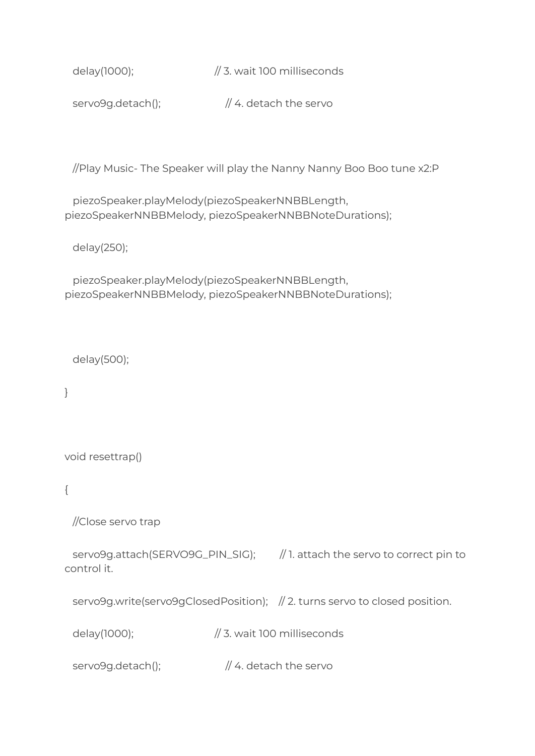```
  delay(1000);                          // 3. wait 100 milliseconds

  servo9g.detach();                     // 4. detach the servo



  //Play Music- The Speaker will play the Nanny Nanny Boo Boo tune x2:P

  piezoSpeaker.playMelody(piezoSpeakerNNBBLength,
piezoSpeakerNNBBMelody, piezoSpeakerNNBBNoteDurations);

  delay(250);

  piezoSpeaker.playMelody(piezoSpeakerNNBBLength,
piezoSpeakerNNBBMelody, piezoSpeakerNNBBNoteDurations);



  delay(500);

}



void resettrap()

{

  //Close servo trap

  servo9g.attach(SERVO9G_PIN_SIG);        // 1. attach the servo to correct pin to
control it.

  servo9g.write(servo9gClosedPosition);    // 2. turns servo to closed position.

  delay(1000);                          // 3. wait 100 milliseconds

  servo9g.detach();                     // 4. detach the servo
```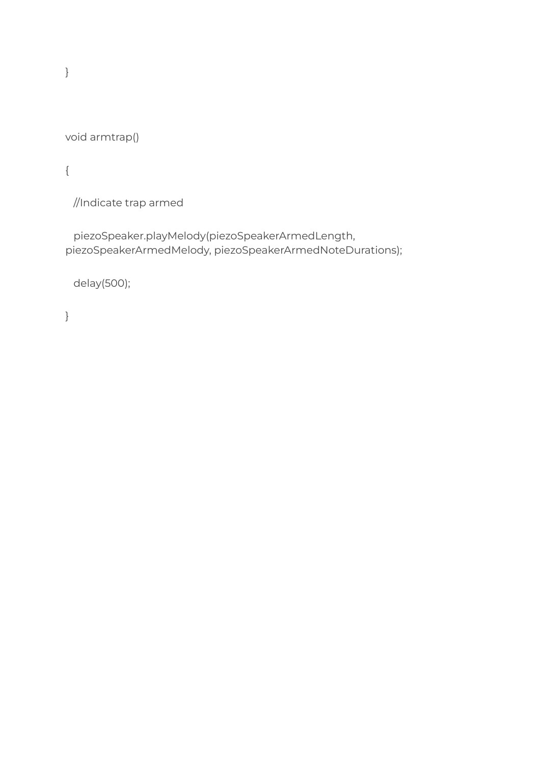```
}

void armtrap()
{
  //Indicate trap armed
  piezoSpeaker.playMelody(piezoSpeakerArmedLength, piezoSpeakerArmedMelody, piezoSpeakerArmedNoteDurations);
  delay(500);
}
```